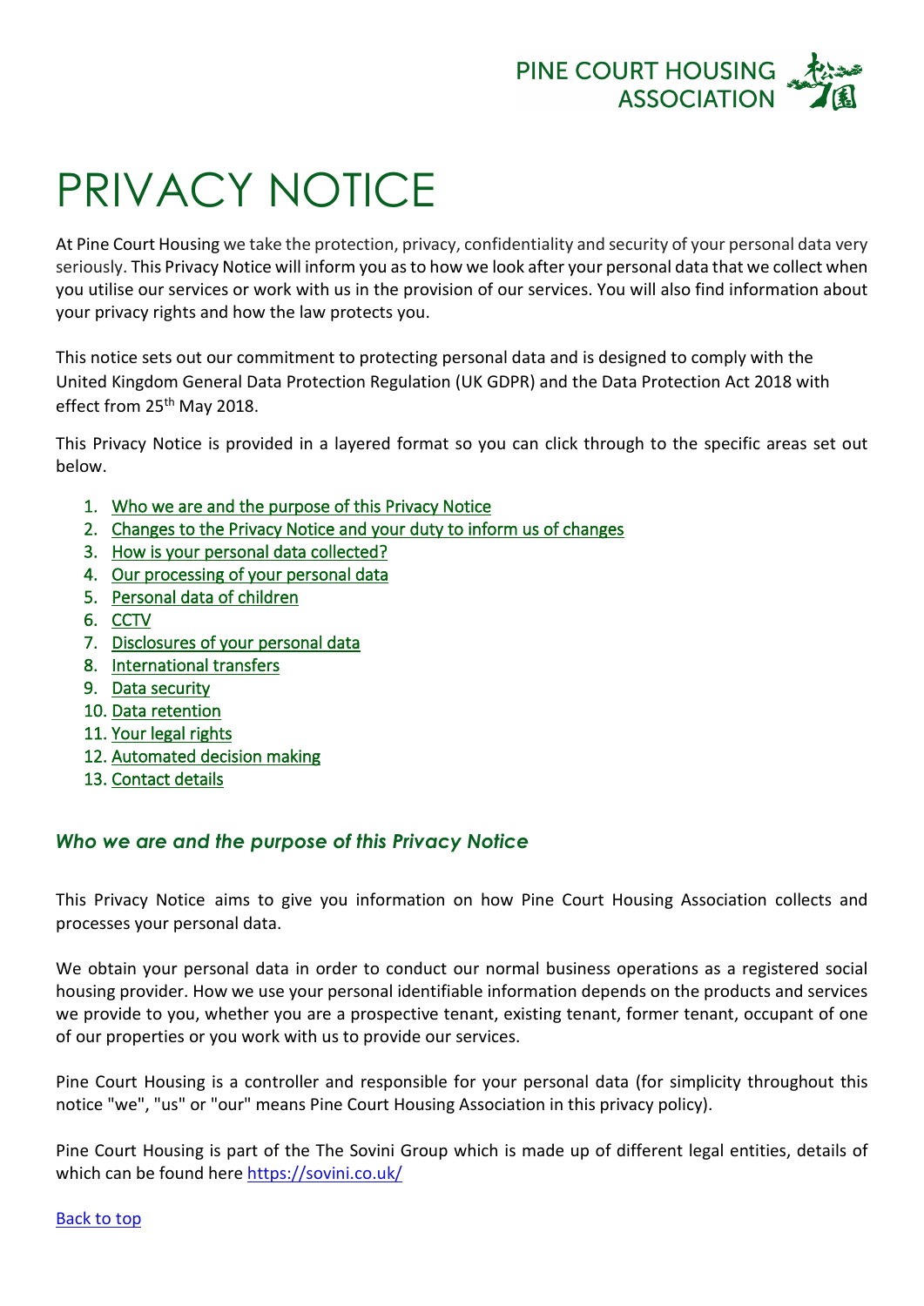PINE COURT HOUSING ASSOCIATION

# PRIVACY NOTICE

At Pine Court Housing we take the protection, privacy, confidentiality and security of your personal data very seriously. This Privacy Notice will inform you as to how we look after your personal data that we collect when you utilise our services or work with us in the provision of our services. You will also find information about your privacy rights and how the law protects you.

This notice sets out our commitment to protecting personal data and is designed to comply with the United Kingdom General Data Protection Regulation (UK GDPR) and the Data Protection Act 2018 with effect from 25th May 2018.

This Privacy Notice is provided in a layered format so you can click through to the specific areas set out below.

1. Who we are and the purpose of this Privacy Notice
2. Changes to the Privacy Notice and your duty to inform us of changes
3. How is your personal data collected?
4. Our processing of your personal data
5. Personal data of children
6. CCTV
7. Disclosures of your personal data
8. International transfers
9. Data security
10. Data retention
11. Your legal rights
12. Automated decision making
13. Contact details

## *Who we are and the purpose of this Privacy Notice*

This Privacy Notice aims to give you information on how Pine Court Housing Association collects and processes your personal data.

We obtain your personal data in order to conduct our normal business operations as a registered social housing provider. How we use your personal identifiable information depends on the products and services we provide to you, whether you are a prospective tenant, existing tenant, former tenant, occupant of one of our properties or you work with us to provide our services.

Pine Court Housing is a controller and responsible for your personal data (for simplicity throughout this notice "we", "us" or "our" means Pine Court Housing Association in this privacy policy).

Pine Court Housing is part of the The Sovini Group which is made up of different legal entities, details of which can be found here https://sovini.co.uk/

Back to top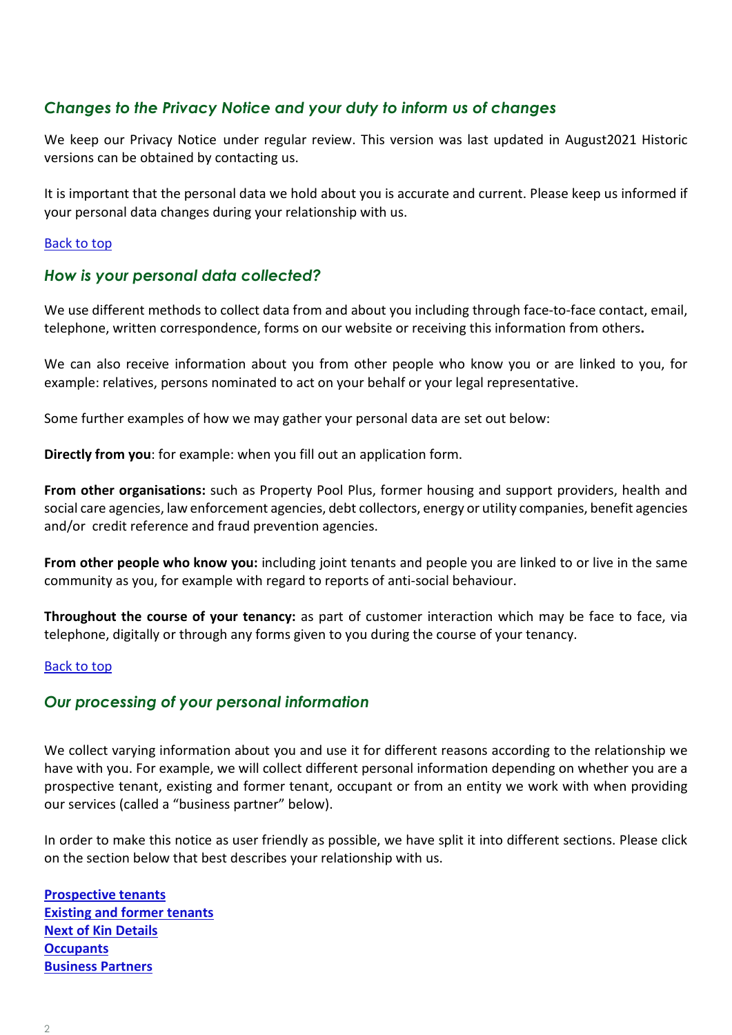## *Changes to the Privacy Notice and your duty to inform us of changes*

We keep our Privacy Notice under regular review. This version was last updated in August2021 Historic versions can be obtained by contacting us.

It is important that the personal data we hold about you is accurate and current. Please keep us informed if your personal data changes during your relationship with us.

Back to top

## *How is your personal data collected?*

We use different methods to collect data from and about you including through face-to-face contact, email, telephone, written correspondence, forms on our website or receiving this information from others**.**

We can also receive information about you from other people who know you or are linked to you, for example: relatives, persons nominated to act on your behalf or your legal representative.

Some further examples of how we may gather your personal data are set out below:

**Directly from you**: for example: when you fill out an application form.

**From other organisations:** such as Property Pool Plus, former housing and support providers, health and social care agencies, law enforcement agencies, debt collectors, energy or utility companies, benefit agencies and/or credit reference and fraud prevention agencies.

**From other people who know you:** including joint tenants and people you are linked to or live in the same community as you, for example with regard to reports of anti-social behaviour.

**Throughout the course of your tenancy:** as part of customer interaction which may be face to face, via telephone, digitally or through any forms given to you during the course of your tenancy.

Back to top

## *Our processing of your personal information*

We collect varying information about you and use it for different reasons according to the relationship we have with you. For example, we will collect different personal information depending on whether you are a prospective tenant, existing and former tenant, occupant or from an entity we work with when providing our services (called a "business partner" below).

In order to make this notice as user friendly as possible, we have split it into different sections. Please click on the section below that best describes your relationship with us.

**Prospective tenants**
**Existing and former tenants**
**Next of Kin Details**
**Occupants**
**Business Partners**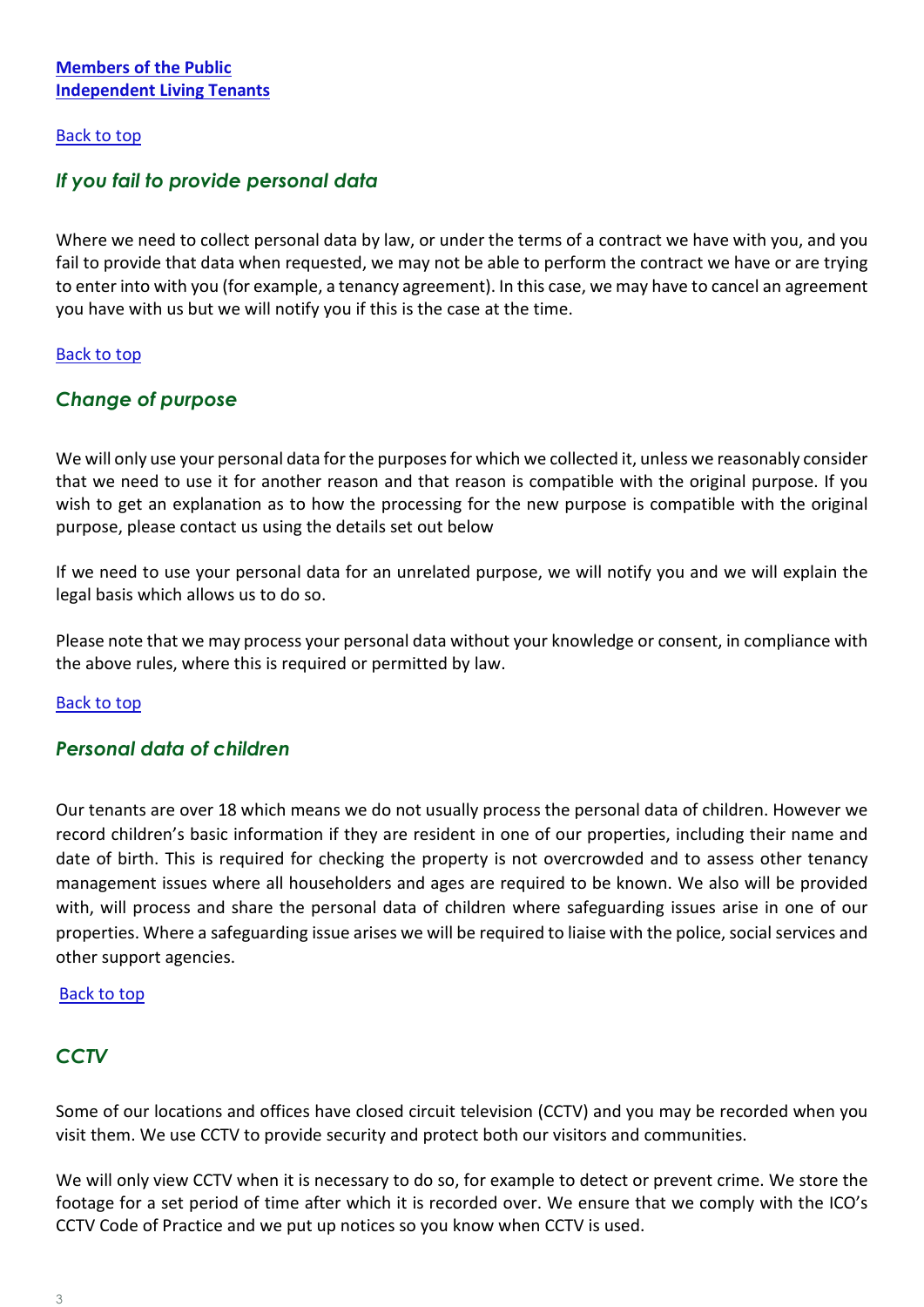**Members of the Public**
**Independent Living Tenants**

Back to top

### *If you fail to provide personal data*

Where we need to collect personal data by law, or under the terms of a contract we have with you, and you fail to provide that data when requested, we may not be able to perform the contract we have or are trying to enter into with you (for example, a tenancy agreement). In this case, we may have to cancel an agreement you have with us but we will notify you if this is the case at the time.

Back to top

### *Change of purpose*

We will only use your personal data for the purposes for which we collected it, unless we reasonably consider that we need to use it for another reason and that reason is compatible with the original purpose. If you wish to get an explanation as to how the processing for the new purpose is compatible with the original purpose, please contact us using the details set out below

If we need to use your personal data for an unrelated purpose, we will notify you and we will explain the legal basis which allows us to do so.

Please note that we may process your personal data without your knowledge or consent, in compliance with the above rules, where this is required or permitted by law.

Back to top

### *Personal data of children*

Our tenants are over 18 which means we do not usually process the personal data of children. However we record children's basic information if they are resident in one of our properties, including their name and date of birth. This is required for checking the property is not overcrowded and to assess other tenancy management issues where all householders and ages are required to be known. We also will be provided with, will process and share the personal data of children where safeguarding issues arise in one of our properties. Where a safeguarding issue arises we will be required to liaise with the police, social services and other support agencies.

Back to top

### *CCTV*

Some of our locations and offices have closed circuit television (CCTV) and you may be recorded when you visit them. We use CCTV to provide security and protect both our visitors and communities.

We will only view CCTV when it is necessary to do so, for example to detect or prevent crime. We store the footage for a set period of time after which it is recorded over. We ensure that we comply with the ICO's CCTV Code of Practice and we put up notices so you know when CCTV is used.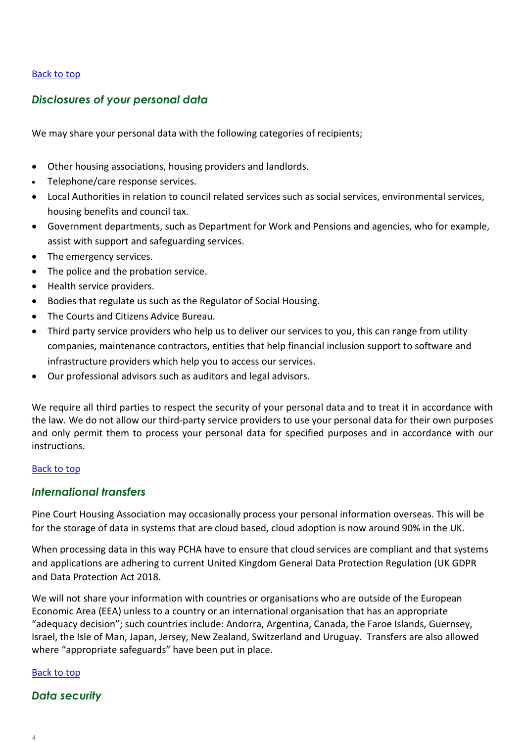[Back to top]()

## *Disclosures of your personal data*

We may share your personal data with the following categories of recipients;

- Other housing associations, housing providers and landlords.
- Telephone/care response services.
- Local Authorities in relation to council related services such as social services, environmental services, housing benefits and council tax.
- Government departments, such as Department for Work and Pensions and agencies, who for example, assist with support and safeguarding services.
- The emergency services.
- The police and the probation service.
- Health service providers.
- Bodies that regulate us such as the Regulator of Social Housing.
- The Courts and Citizens Advice Bureau.
- Third party service providers who help us to deliver our services to you, this can range from utility companies, maintenance contractors, entities that help financial inclusion support to software and infrastructure providers which help you to access our services.
- Our professional advisors such as auditors and legal advisors.

We require all third parties to respect the security of your personal data and to treat it in accordance with the law. We do not allow our third-party service providers to use your personal data for their own purposes and only permit them to process your personal data for specified purposes and in accordance with our instructions.

[Back to top]()

## *International transfers*

Pine Court Housing Association may occasionally process your personal information overseas. This will be for the storage of data in systems that are cloud based, cloud adoption is now around 90% in the UK.

When processing data in this way PCHA have to ensure that cloud services are compliant and that systems and applications are adhering to current United Kingdom General Data Protection Regulation (UK GDPR and Data Protection Act 2018.

We will not share your information with countries or organisations who are outside of the European Economic Area (EEA) unless to a country or an international organisation that has an appropriate "adequacy decision"; such countries include: Andorra, Argentina, Canada, the Faroe Islands, Guernsey, Israel, the Isle of Man, Japan, Jersey, New Zealand, Switzerland and Uruguay. Transfers are also allowed where "appropriate safeguards" have been put in place.

[Back to top]()

## *Data security*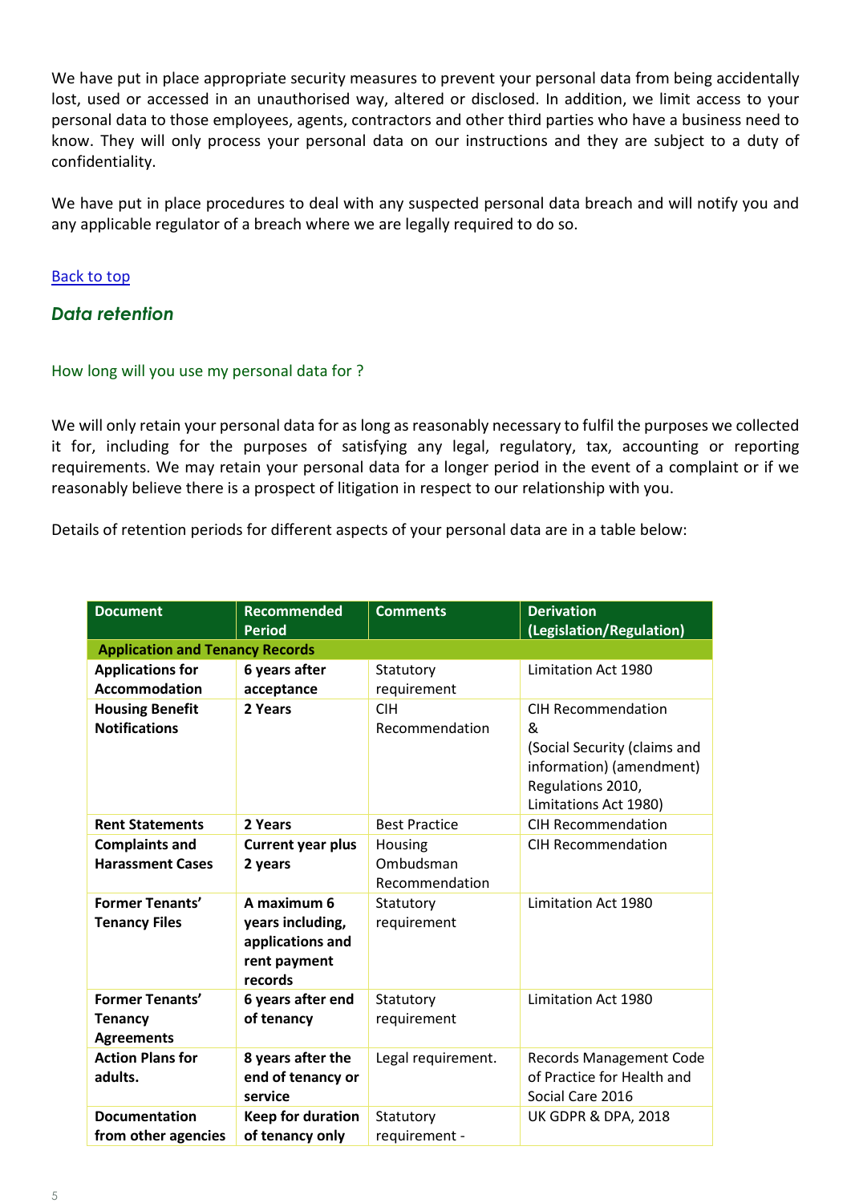We have put in place appropriate security measures to prevent your personal data from being accidentally lost, used or accessed in an unauthorised way, altered or disclosed. In addition, we limit access to your personal data to those employees, agents, contractors and other third parties who have a business need to know. They will only process your personal data on our instructions and they are subject to a duty of confidentiality.

We have put in place procedures to deal with any suspected personal data breach and will notify you and any applicable regulator of a breach where we are legally required to do so.

[Back to top]

## *Data retention*

### How long will you use my personal data for ?

We will only retain your personal data for as long as reasonably necessary to fulfil the purposes we collected it for, including for the purposes of satisfying any legal, regulatory, tax, accounting or reporting requirements. We may retain your personal data for a longer period in the event of a complaint or if we reasonably believe there is a prospect of litigation in respect to our relationship with you.

Details of retention periods for different aspects of your personal data are in a table below:

| Document | Recommended Period | Comments | Derivation (Legislation/Regulation) |
|---|---|---|---|
| **Application and Tenancy Records** | | | |
| **Applications for Accommodation** | **6 years after acceptance** | Statutory requirement | Limitation Act 1980 |
| **Housing Benefit Notifications** | **2 Years** | CIH Recommendation | CIH Recommendation & (Social Security (claims and information) (amendment) Regulations 2010, Limitations Act 1980) |
| **Rent Statements** | **2 Years** | Best Practice | CIH Recommendation |
| **Complaints and Harassment Cases** | **Current year plus 2 years** | Housing Ombudsman Recommendation | CIH Recommendation |
| **Former Tenants' Tenancy Files** | **A maximum 6 years including, applications and rent payment records** | Statutory requirement | Limitation Act 1980 |
| **Former Tenants' Tenancy Agreements** | **6 years after end of tenancy** | Statutory requirement | Limitation Act 1980 |
| **Action Plans for adults.** | **8 years after the end of tenancy or service** | Legal requirement. | Records Management Code of Practice for Health and Social Care 2016 |
| **Documentation from other agencies** | **Keep for duration of tenancy only** | Statutory requirement - | UK GDPR & DPA, 2018 |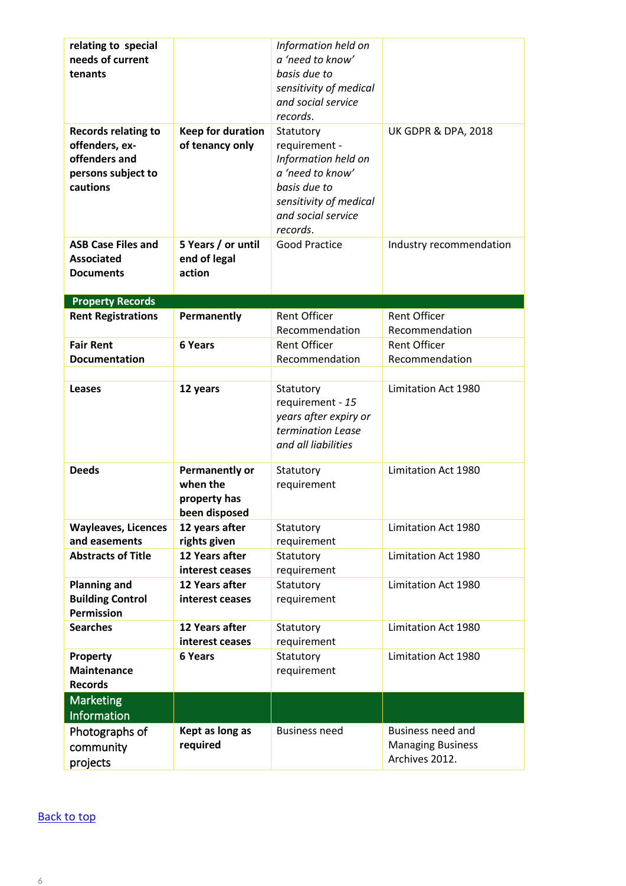| | | | |
|---|---|---|---|
| **relating to special needs of current tenants** | | *Information held on a 'need to know' basis due to sensitivity of medical and social service records.* | |
| **Records relating to offenders, ex-offenders and persons subject to cautions** | **Keep for duration of tenancy only** | Statutory requirement - *Information held on a 'need to know' basis due to sensitivity of medical and social service records.* | UK GDPR & DPA, 2018 |
| **ASB Case Files and Associated Documents** | **5 Years / or until end of legal action** | Good Practice | Industry recommendation |
| **Property Records** | | | |
| **Rent Registrations** | **Permanently** | Rent Officer Recommendation | Rent Officer Recommendation |
| **Fair Rent Documentation** | **6 Years** | Rent Officer Recommendation | Rent Officer Recommendation |
| | | | |
| **Leases** | **12 years** | Statutory requirement - *15 years after expiry or termination Lease and all liabilities* | Limitation Act 1980 |
| **Deeds** | **Permanently or when the property has been disposed** | Statutory requirement | Limitation Act 1980 |
| **Wayleaves, Licences and easements** | **12 years after rights given** | Statutory requirement | Limitation Act 1980 |
| **Abstracts of Title** | **12 Years after interest ceases** | Statutory requirement | Limitation Act 1980 |
| **Planning and Building Control Permission** | **12 Years after interest ceases** | Statutory requirement | Limitation Act 1980 |
| **Searches** | **12 Years after interest ceases** | Statutory requirement | Limitation Act 1980 |
| **Property Maintenance Records** | **6 Years** | Statutory requirement | Limitation Act 1980 |
| Marketing Information | | | |
| Photographs of community projects | **Kept as long as required** | Business need | Business need and Managing Business Archives 2012. |

[Back to top](#)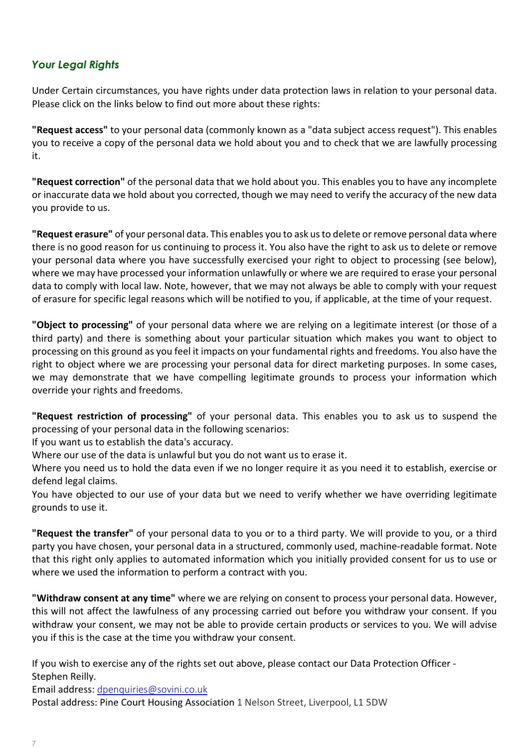### *Your Legal Rights*

Under Certain circumstances, you have rights under data protection laws in relation to your personal data. Please click on the links below to find out more about these rights:

**"Request access"** to your personal data (commonly known as a "data subject access request"). This enables you to receive a copy of the personal data we hold about you and to check that we are lawfully processing it.

**"Request correction"** of the personal data that we hold about you. This enables you to have any incomplete or inaccurate data we hold about you corrected, though we may need to verify the accuracy of the new data you provide to us.

**"Request erasure"** of your personal data. This enables you to ask us to delete or remove personal data where there is no good reason for us continuing to process it. You also have the right to ask us to delete or remove your personal data where you have successfully exercised your right to object to processing (see below), where we may have processed your information unlawfully or where we are required to erase your personal data to comply with local law. Note, however, that we may not always be able to comply with your request of erasure for specific legal reasons which will be notified to you, if applicable, at the time of your request.

**"Object to processing"** of your personal data where we are relying on a legitimate interest (or those of a third party) and there is something about your particular situation which makes you want to object to processing on this ground as you feel it impacts on your fundamental rights and freedoms. You also have the right to object where we are processing your personal data for direct marketing purposes. In some cases, we may demonstrate that we have compelling legitimate grounds to process your information which override your rights and freedoms.

**"Request restriction of processing"** of your personal data. This enables you to ask us to suspend the processing of your personal data in the following scenarios:
If you want us to establish the data's accuracy.
Where our use of the data is unlawful but you do not want us to erase it.
Where you need us to hold the data even if we no longer require it as you need it to establish, exercise or defend legal claims.
You have objected to our use of your data but we need to verify whether we have overriding legitimate grounds to use it.

**"Request the transfer"** of your personal data to you or to a third party. We will provide to you, or a third party you have chosen, your personal data in a structured, commonly used, machine-readable format. Note that this right only applies to automated information which you initially provided consent for us to use or where we used the information to perform a contract with you.

**"Withdraw consent at any time"** where we are relying on consent to process your personal data. However, this will not affect the lawfulness of any processing carried out before you withdraw your consent. If you withdraw your consent, we may not be able to provide certain products or services to you. We will advise you if this is the case at the time you withdraw your consent.

If you wish to exercise any of the rights set out above, please contact our Data Protection Officer - Stephen Reilly.
Email address: dpenquiries@sovini.co.uk
Postal address: Pine Court Housing Association 1 Nelson Street, Liverpool, L1 5DW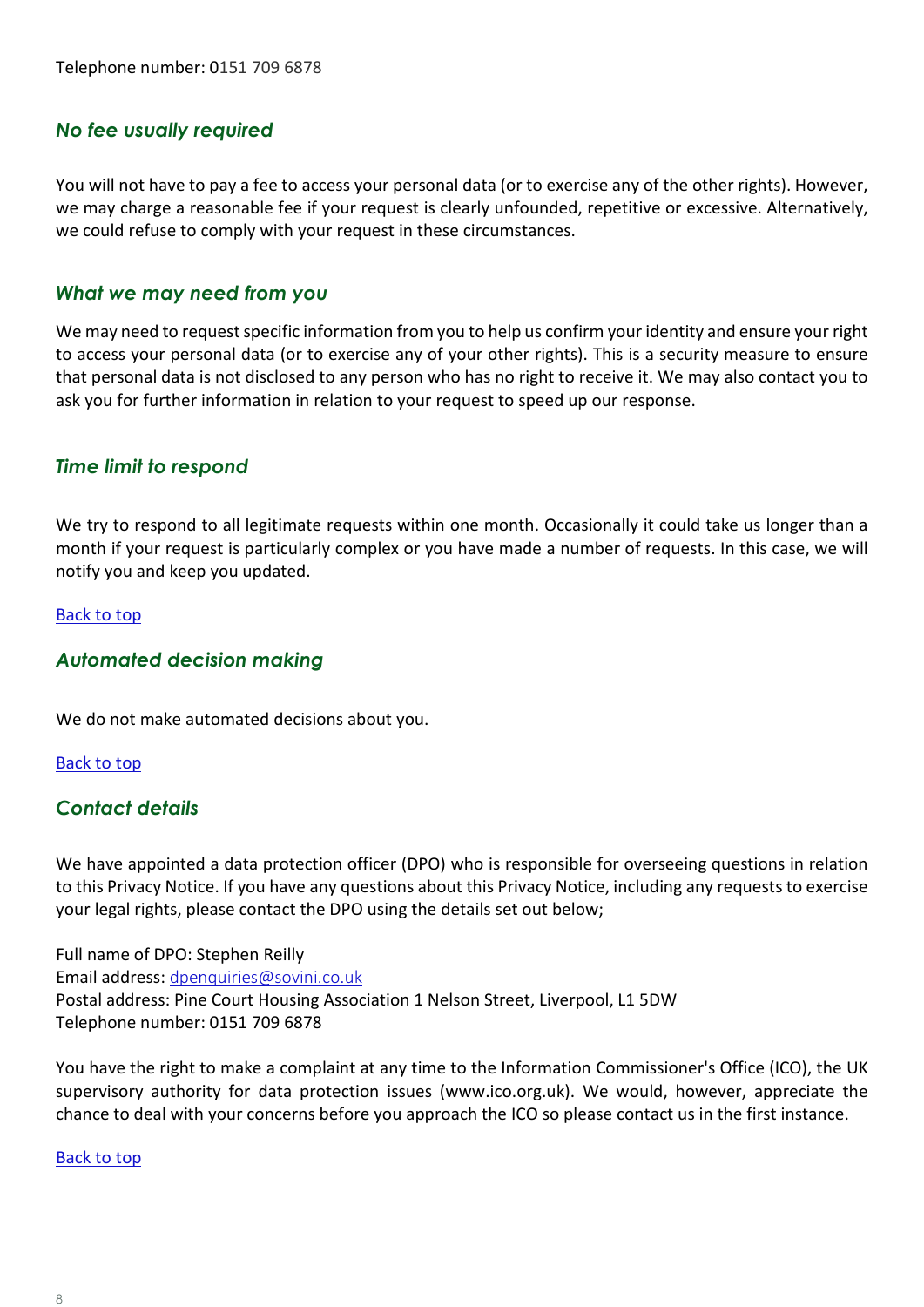Telephone number: 0151 709 6878

### *No fee usually required*

You will not have to pay a fee to access your personal data (or to exercise any of the other rights). However, we may charge a reasonable fee if your request is clearly unfounded, repetitive or excessive. Alternatively, we could refuse to comply with your request in these circumstances.

### *What we may need from you*

We may need to request specific information from you to help us confirm your identity and ensure your right to access your personal data (or to exercise any of your other rights). This is a security measure to ensure that personal data is not disclosed to any person who has no right to receive it. We may also contact you to ask you for further information in relation to your request to speed up our response.

### *Time limit to respond*

We try to respond to all legitimate requests within one month. Occasionally it could take us longer than a month if your request is particularly complex or you have made a number of requests. In this case, we will notify you and keep you updated.

Back to top

### *Automated decision making*

We do not make automated decisions about you.

Back to top

### *Contact details*

We have appointed a data protection officer (DPO) who is responsible for overseeing questions in relation to this Privacy Notice. If you have any questions about this Privacy Notice, including any requests to exercise your legal rights, please contact the DPO using the details set out below;

Full name of DPO: Stephen Reilly
Email address: dpenquiries@sovini.co.uk
Postal address: Pine Court Housing Association 1 Nelson Street, Liverpool, L1 5DW
Telephone number: 0151 709 6878

You have the right to make a complaint at any time to the Information Commissioner's Office (ICO), the UK supervisory authority for data protection issues (www.ico.org.uk). We would, however, appreciate the chance to deal with your concerns before you approach the ICO so please contact us in the first instance.

Back to top